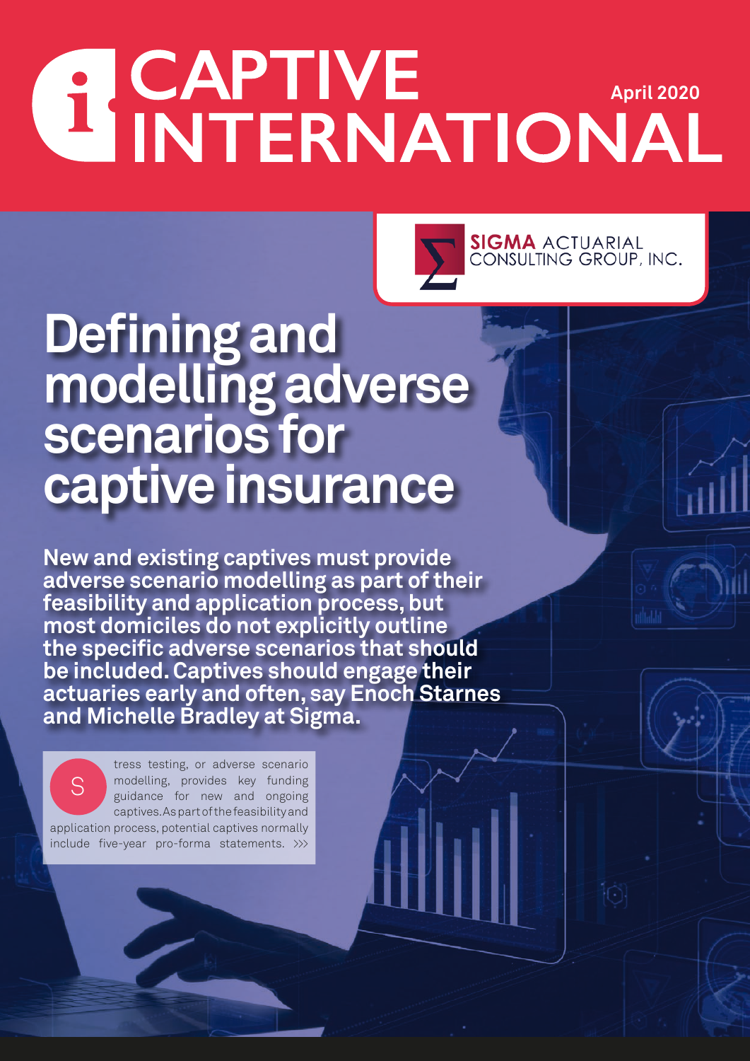# CAPTIVE INTERNATIONAL

April 2020

SIGMA ACTUARIAL CONSULTING GROUP, INC.

# Defining and modelling adverse scenarios for captive insurance

**New and existing captives must provide adverse scenario modelling as part of their feasibility and application process, but most domiciles do not explicitly outline the specific adverse scenarios that should be included. Captives should engage their actuaries early and often, say Enoch Starnes and Michelle Bradley at Sigma.**

Stress testing, or adverse scenario modelling, provides key funding guidance for new and ongoing captives. As part of the feasibility and application process, potential captives normally include five-year pro-forma statements. >>>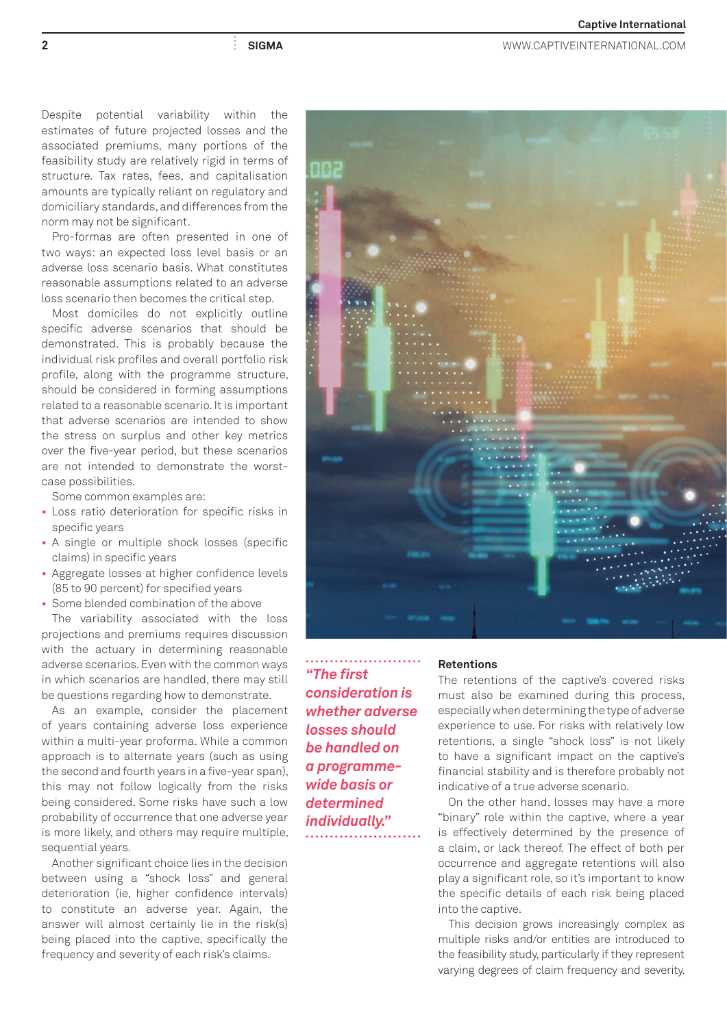Despite potential variability within the estimates of future projected losses and the associated premiums, many portions of the feasibility study are relatively rigid in terms of structure. Tax rates, fees, and capitalisation amounts are typically reliant on regulatory and domiciliary standards, and differences from the norm may not be significant.

Pro-formas are often presented in one of two ways: an expected loss level basis or an adverse loss scenario basis. What constitutes reasonable assumptions related to an adverse loss scenario then becomes the critical step.

Most domiciles do not explicitly outline specific adverse scenarios that should be demonstrated. This is probably because the individual risk profiles and overall portfolio risk profile, along with the programme structure, should be considered in forming assumptions related to a reasonable scenario. It is important that adverse scenarios are intended to show the stress on surplus and other key metrics over the five-year period, but these scenarios are not intended to demonstrate the worst-case possibilities.

Some common examples are:

- Loss ratio deterioration for specific risks in specific years
- A single or multiple shock losses (specific claims) in specific years
- Aggregate losses at higher confidence levels (85 to 90 percent) for specified years
- Some blended combination of the above

The variability associated with the loss projections and premiums requires discussion with the actuary in determining reasonable adverse scenarios. Even with the common ways in which scenarios are handled, there may still be questions regarding how to demonstrate.

As an example, consider the placement of years containing adverse loss experience within a multi-year proforma. While a common approach is to alternate years (such as using the second and fourth years in a five-year span), this may not follow logically from the risks being considered. Some risks have such a low probability of occurrence that one adverse year is more likely, and others may require multiple, sequential years.

Another significant choice lies in the decision between using a "shock loss" and general deterioration (ie, higher confidence intervals) to constitute an adverse year. Again, the answer will almost certainly lie in the risk(s) being placed into the captive, specifically the frequency and severity of each risk's claims.

*"The first consideration is whether adverse losses should be handled on a programme-wide basis or determined individually."*

**Retentions**

The retentions of the captive's covered risks must also be examined during this process, especially when determining the type of adverse experience to use. For risks with relatively low retentions, a single "shock loss" is not likely to have a significant impact on the captive's financial stability and is therefore probably not indicative of a true adverse scenario.

On the other hand, losses may have a more "binary" role within the captive, where a year is effectively determined by the presence of a claim, or lack thereof. The effect of both per occurrence and aggregate retentions will also play a significant role, so it's important to know the specific details of each risk being placed into the captive.

This decision grows increasingly complex as multiple risks and/or entities are introduced to the feasibility study, particularly if they represent varying degrees of claim frequency and severity.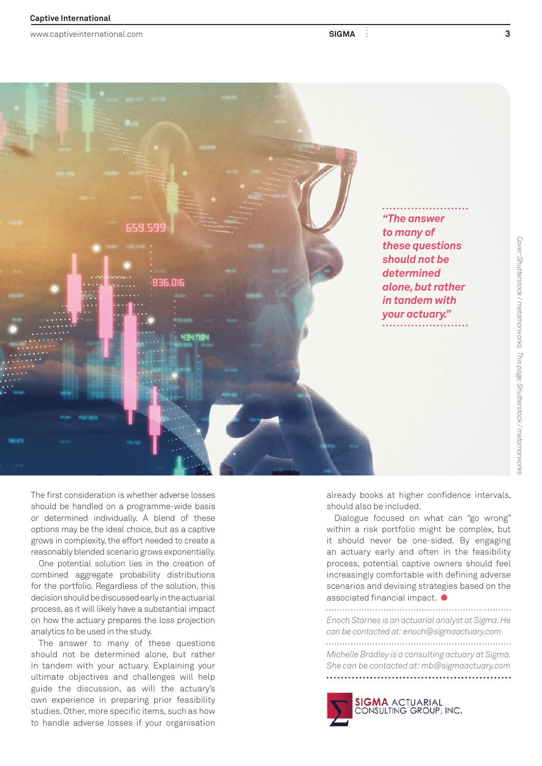> "The answer to many of these questions should not be determined alone, but rather in tandem with your actuary."

The first consideration is whether adverse losses should be handled on a programme-wide basis or determined individually. A blend of these options may be the ideal choice, but as a captive grows in complexity, the effort needed to create a reasonably blended scenario grows exponentially.

One potential solution lies in the creation of combined aggregate probability distributions for the portfolio. Regardless of the solution, this decision should be discussed early in the actuarial process, as it will likely have a substantial impact on how the actuary prepares the loss projection analytics to be used in the study.

The answer to many of these questions should not be determined alone, but rather in tandem with your actuary. Explaining your ultimate objectives and challenges will help guide the discussion, as will the actuary's own experience in preparing prior feasibility studies. Other, more specific items, such as how to handle adverse losses if your organisation already books at higher confidence intervals, should also be included.

Dialogue focused on what can "go wrong" within a risk portfolio might be complex, but it should never be one-sided. By engaging an actuary early and often in the feasibility process, potential captive owners should feel increasingly comfortable with defining adverse scenarios and devising strategies based on the associated financial impact.

---

*Enoch Starnes is an actuarial analyst at Sigma. He can be contacted at: enoch@sigmaactuary.com*

---

*Michelle Bradley is a consulting actuary at Sigma. She can be contacted at: mb@sigmaactuary.com*

---

SIGMA ACTUARIAL CONSULTING GROUP, INC.

*Cover: Shutterstock / metamorworks This page: Shutterstock / metamorworks*